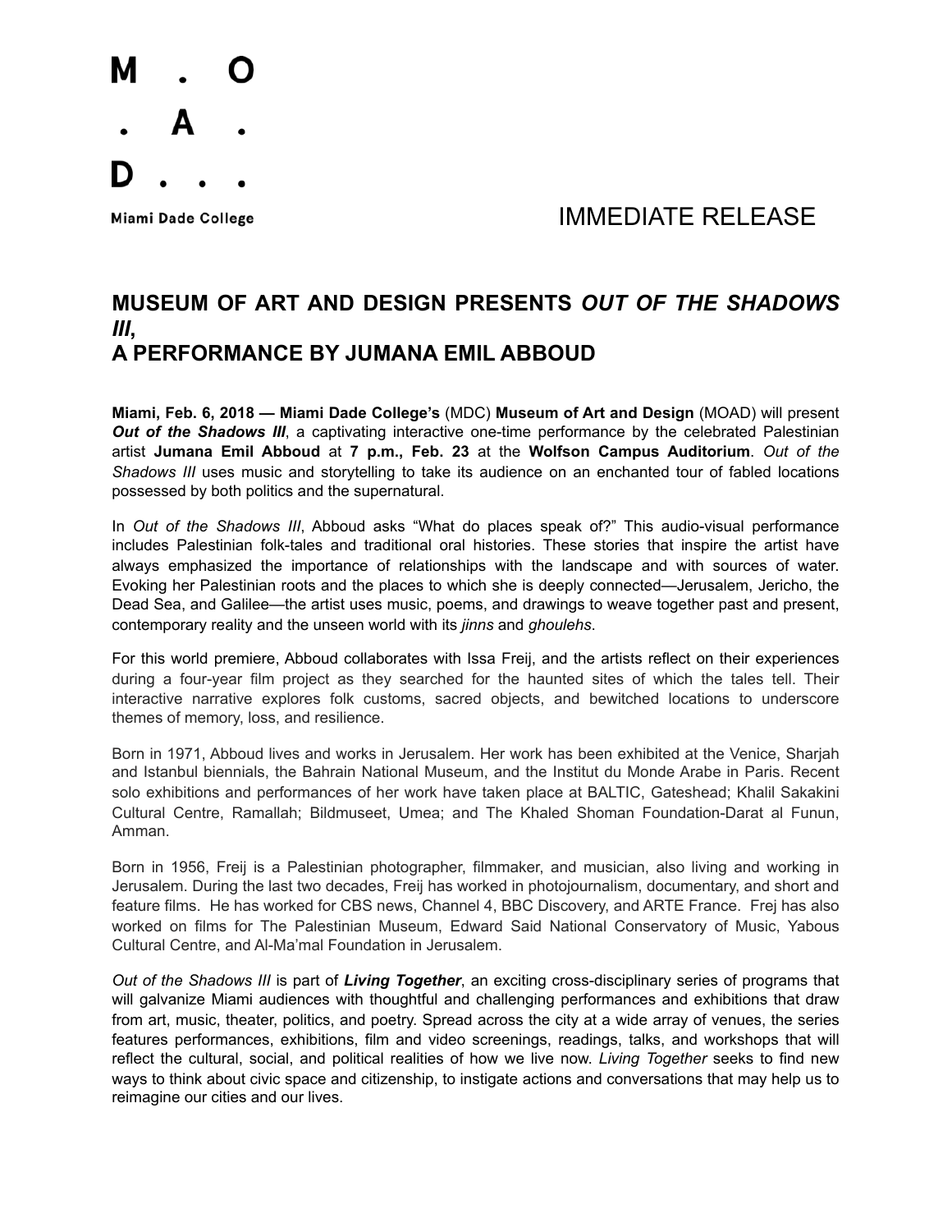M . O
. A .
D . . .

Miami Dade College

IMMEDIATE RELEASE

# MUSEUM OF ART AND DESIGN PRESENTS *OUT OF THE SHADOWS III*, A PERFORMANCE BY JUMANA EMIL ABBOUD

**Miami, Feb. 6, 2018 — Miami Dade College's** (MDC) **Museum of Art and Design** (MOAD) will present ***Out of the Shadows III***, a captivating interactive one-time performance by the celebrated Palestinian artist **Jumana Emil Abboud** at **7 p.m., Feb. 23** at the **Wolfson Campus Auditorium**. *Out of the Shadows III* uses music and storytelling to take its audience on an enchanted tour of fabled locations possessed by both politics and the supernatural.

In *Out of the Shadows III*, Abboud asks "What do places speak of?" This audio-visual performance includes Palestinian folk-tales and traditional oral histories. These stories that inspire the artist have always emphasized the importance of relationships with the landscape and with sources of water. Evoking her Palestinian roots and the places to which she is deeply connected—Jerusalem, Jericho, the Dead Sea, and Galilee—the artist uses music, poems, and drawings to weave together past and present, contemporary reality and the unseen world with its *jinns* and *ghoulehs*.

For this world premiere, Abboud collaborates with Issa Freij, and the artists reflect on their experiences during a four-year film project as they searched for the haunted sites of which the tales tell. Their interactive narrative explores folk customs, sacred objects, and bewitched locations to underscore themes of memory, loss, and resilience.

Born in 1971, Abboud lives and works in Jerusalem. Her work has been exhibited at the Venice, Sharjah and Istanbul biennials, the Bahrain National Museum, and the Institut du Monde Arabe in Paris. Recent solo exhibitions and performances of her work have taken place at BALTIC, Gateshead; Khalil Sakakini Cultural Centre, Ramallah; Bildmuseet, Umea; and The Khaled Shoman Foundation-Darat al Funun, Amman.

Born in 1956, Freij is a Palestinian photographer, filmmaker, and musician, also living and working in Jerusalem. During the last two decades, Freij has worked in photojournalism, documentary, and short and feature films. He has worked for CBS news, Channel 4, BBC Discovery, and ARTE France. Frej has also worked on films for The Palestinian Museum, Edward Said National Conservatory of Music, Yabous Cultural Centre, and Al-Ma'mal Foundation in Jerusalem.

*Out of the Shadows III* is part of ***Living Together***, an exciting cross-disciplinary series of programs that will galvanize Miami audiences with thoughtful and challenging performances and exhibitions that draw from art, music, theater, politics, and poetry. Spread across the city at a wide array of venues, the series features performances, exhibitions, film and video screenings, readings, talks, and workshops that will reflect the cultural, social, and political realities of how we live now. *Living Together* seeks to find new ways to think about civic space and citizenship, to instigate actions and conversations that may help us to reimagine our cities and our lives.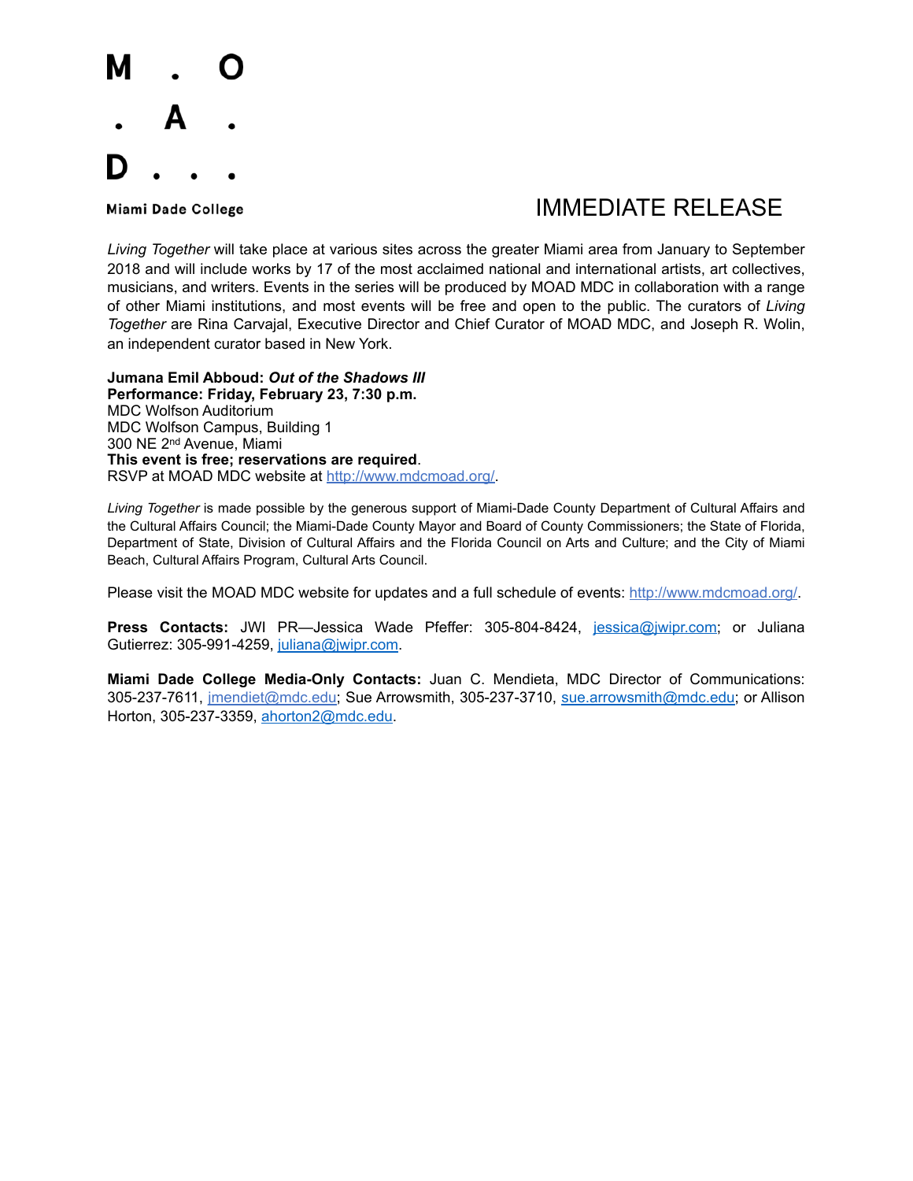M . O
. A .
D . . .

Miami Dade College

IMMEDIATE RELEASE

*Living Together* will take place at various sites across the greater Miami area from January to September 2018 and will include works by 17 of the most acclaimed national and international artists, art collectives, musicians, and writers. Events in the series will be produced by MOAD MDC in collaboration with a range of other Miami institutions, and most events will be free and open to the public. The curators of *Living Together* are Rina Carvajal, Executive Director and Chief Curator of MOAD MDC, and Joseph R. Wolin, an independent curator based in New York.

**Jumana Emil Abboud: *Out of the Shadows III***
**Performance: Friday, February 23, 7:30 p.m.**
MDC Wolfson Auditorium
MDC Wolfson Campus, Building 1
300 NE 2nd Avenue, Miami
**This event is free; reservations are required**.
RSVP at MOAD MDC website at http://www.mdcmoad.org/.

*Living Together* is made possible by the generous support of Miami-Dade County Department of Cultural Affairs and the Cultural Affairs Council; the Miami-Dade County Mayor and Board of County Commissioners; the State of Florida, Department of State, Division of Cultural Affairs and the Florida Council on Arts and Culture; and the City of Miami Beach, Cultural Affairs Program, Cultural Arts Council.

Please visit the MOAD MDC website for updates and a full schedule of events: http://www.mdcmoad.org/.

**Press Contacts:** JWI PR—Jessica Wade Pfeffer: 305-804-8424, jessica@jwipr.com; or Juliana Gutierrez: 305-991-4259, juliana@jwipr.com.

**Miami Dade College Media-Only Contacts:** Juan C. Mendieta, MDC Director of Communications: 305-237-7611, jmendiet@mdc.edu; Sue Arrowsmith, 305-237-3710, sue.arrowsmith@mdc.edu; or Allison Horton, 305-237-3359, ahorton2@mdc.edu.